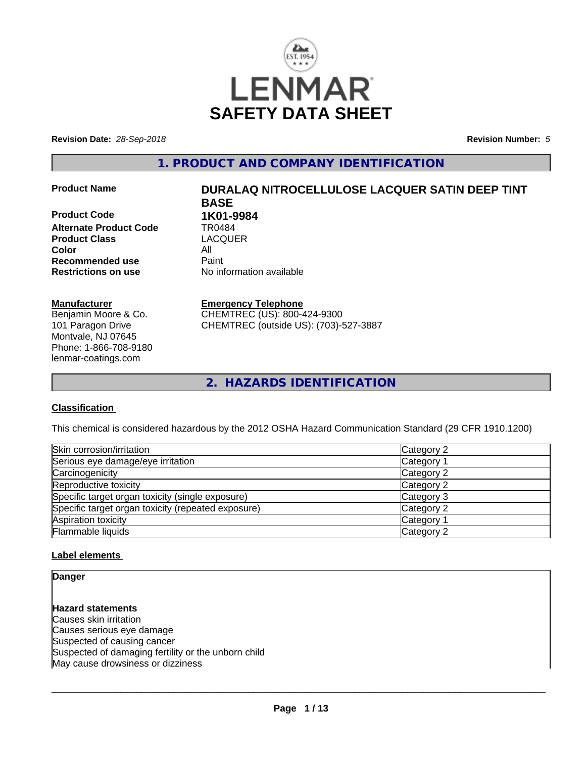# LENMAR SAFETY DATA SHEET

**Revision Date:** *28-Sep-2018* **Revision Number:** *5*

## 1. PRODUCT AND COMPANY IDENTIFICATION

| | |
|---|---|
| **Product Name** | **DURALAQ NITROCELLULOSE LACQUER SATIN DEEP TINT BASE** |
| **Product Code** | **1K01-9984** |
| **Alternate Product Code** | TR0484 |
| **Product Class** | LACQUER |
| **Color** | All |
| **Recommended use** | Paint |
| **Restrictions on use** | No information available |

**Manufacturer**
Benjamin Moore & Co.
101 Paragon Drive
Montvale, NJ 07645
Phone: 1-866-708-9180
lenmar-coatings.com

**Emergency Telephone**
CHEMTREC (US): 800-424-9300
CHEMTREC (outside US): (703)-527-3887

## 2. HAZARDS IDENTIFICATION

### Classification

This chemical is considered hazardous by the 2012 OSHA Hazard Communication Standard (29 CFR 1910.1200)

| | |
|---|---|
| Skin corrosion/irritation | Category 2 |
| Serious eye damage/eye irritation | Category 1 |
| Carcinogenicity | Category 2 |
| Reproductive toxicity | Category 2 |
| Specific target organ toxicity (single exposure) | Category 3 |
| Specific target organ toxicity (repeated exposure) | Category 2 |
| Aspiration toxicity | Category 1 |
| Flammable liquids | Category 2 |

### Label elements

**Danger**

**Hazard statements**
Causes skin irritation
Causes serious eye damage
Suspected of causing cancer
Suspected of damaging fertility or the unborn child
May cause drowsiness or dizziness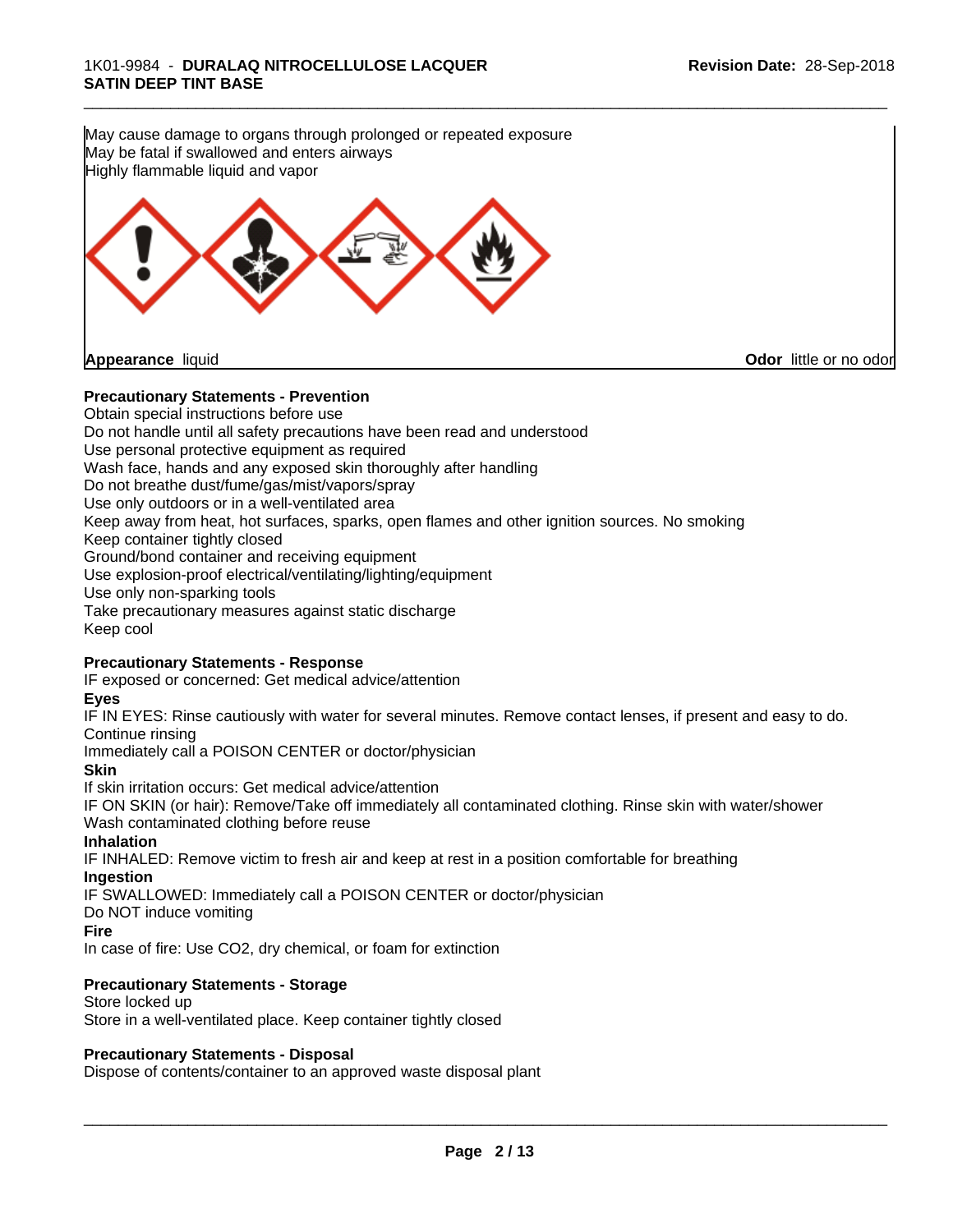May cause damage to organs through prolonged or repeated exposure
May be fatal if swallowed and enters airways
Highly flammable liquid and vapor

**Appearance** liquid **Odor** little or no odor

**Precautionary Statements - Prevention**

Obtain special instructions before use
Do not handle until all safety precautions have been read and understood
Use personal protective equipment as required
Wash face, hands and any exposed skin thoroughly after handling
Do not breathe dust/fume/gas/mist/vapors/spray
Use only outdoors or in a well-ventilated area
Keep away from heat, hot surfaces, sparks, open flames and other ignition sources. No smoking
Keep container tightly closed
Ground/bond container and receiving equipment
Use explosion-proof electrical/ventilating/lighting/equipment
Use only non-sparking tools
Take precautionary measures against static discharge
Keep cool

**Precautionary Statements - Response**

IF exposed or concerned: Get medical advice/attention

**Eyes**

IF IN EYES: Rinse cautiously with water for several minutes. Remove contact lenses, if present and easy to do. Continue rinsing
Immediately call a POISON CENTER or doctor/physician

**Skin**

If skin irritation occurs: Get medical advice/attention
IF ON SKIN (or hair): Remove/Take off immediately all contaminated clothing. Rinse skin with water/shower
Wash contaminated clothing before reuse

**Inhalation**

IF INHALED: Remove victim to fresh air and keep at rest in a position comfortable for breathing

**Ingestion**

IF SWALLOWED: Immediately call a POISON CENTER or doctor/physician
Do NOT induce vomiting

**Fire**

In case of fire: Use CO2, dry chemical, or foam for extinction

**Precautionary Statements - Storage**

Store locked up
Store in a well-ventilated place. Keep container tightly closed

**Precautionary Statements - Disposal**

Dispose of contents/container to an approved waste disposal plant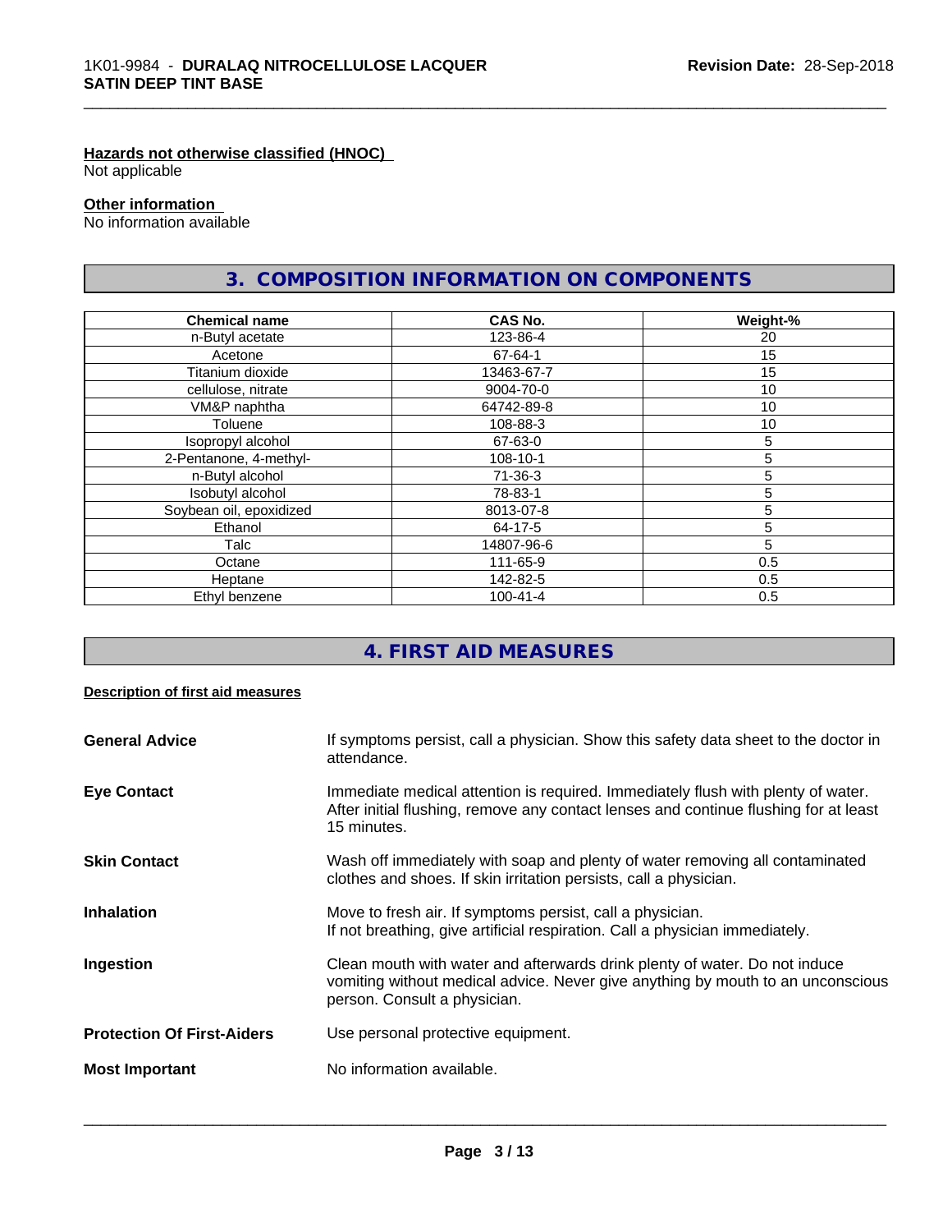#### Hazards not otherwise classified (HNOC)

Not applicable

#### Other information

No information available

## 3. COMPOSITION INFORMATION ON COMPONENTS

| Chemical name | CAS No. | Weight-% |
|---|---|---|
| n-Butyl acetate | 123-86-4 | 20 |
| Acetone | 67-64-1 | 15 |
| Titanium dioxide | 13463-67-7 | 15 |
| cellulose, nitrate | 9004-70-0 | 10 |
| VM&P naphtha | 64742-89-8 | 10 |
| Toluene | 108-88-3 | 10 |
| Isopropyl alcohol | 67-63-0 | 5 |
| 2-Pentanone, 4-methyl- | 108-10-1 | 5 |
| n-Butyl alcohol | 71-36-3 | 5 |
| Isobutyl alcohol | 78-83-1 | 5 |
| Soybean oil, epoxidized | 8013-07-8 | 5 |
| Ethanol | 64-17-5 | 5 |
| Talc | 14807-96-6 | 5 |
| Octane | 111-65-9 | 0.5 |
| Heptane | 142-82-5 | 0.5 |
| Ethyl benzene | 100-41-4 | 0.5 |

## 4. FIRST AID MEASURES

#### Description of first aid measures

**General Advice**
If symptoms persist, call a physician. Show this safety data sheet to the doctor in attendance.

**Eye Contact**
Immediate medical attention is required. Immediately flush with plenty of water. After initial flushing, remove any contact lenses and continue flushing for at least 15 minutes.

**Skin Contact**
Wash off immediately with soap and plenty of water removing all contaminated clothes and shoes. If skin irritation persists, call a physician.

**Inhalation**
Move to fresh air. If symptoms persist, call a physician.
If not breathing, give artificial respiration. Call a physician immediately.

**Ingestion**
Clean mouth with water and afterwards drink plenty of water. Do not induce vomiting without medical advice. Never give anything by mouth to an unconscious person. Consult a physician.

**Protection Of First-Aiders**
Use personal protective equipment.

**Most Important**
No information available.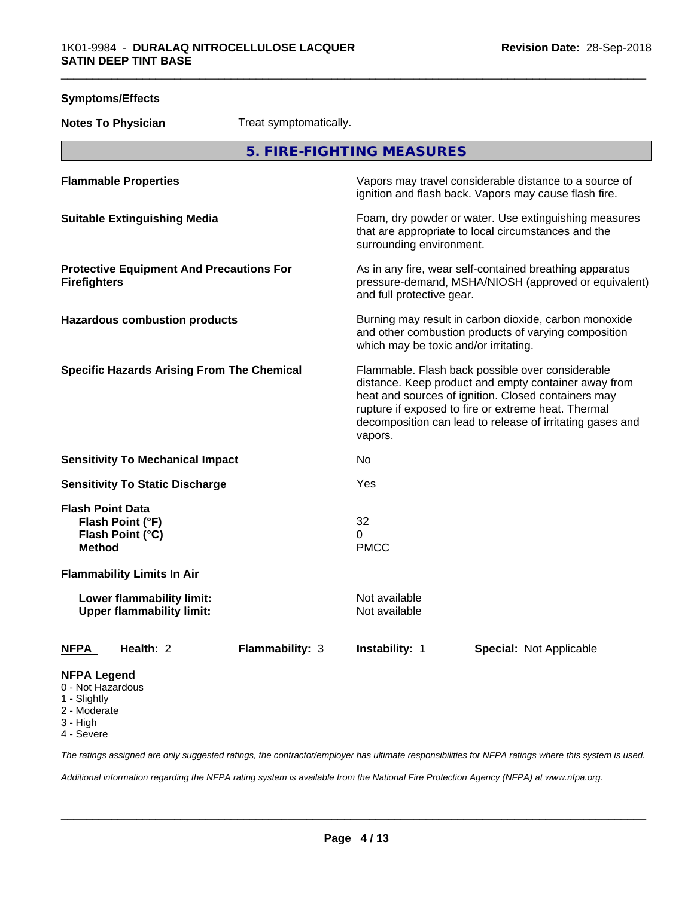**Symptoms/Effects**

**Notes To Physician** Treat symptomatically.

## 5. FIRE-FIGHTING MEASURES

| | |
|---|---|
| **Flammable Properties** | Vapors may travel considerable distance to a source of ignition and flash back. Vapors may cause flash fire. |
| **Suitable Extinguishing Media** | Foam, dry powder or water. Use extinguishing measures that are appropriate to local circumstances and the surrounding environment. |
| **Protective Equipment And Precautions For Firefighters** | As in any fire, wear self-contained breathing apparatus pressure-demand, MSHA/NIOSH (approved or equivalent) and full protective gear. |
| **Hazardous combustion products** | Burning may result in carbon dioxide, carbon monoxide and other combustion products of varying composition which may be toxic and/or irritating. |
| **Specific Hazards Arising From The Chemical** | Flammable. Flash back possible over considerable distance. Keep product and empty container away from heat and sources of ignition. Closed containers may rupture if exposed to fire or extreme heat. Thermal decomposition can lead to release of irritating gases and vapors. |
| **Sensitivity To Mechanical Impact** | No |
| **Sensitivity To Static Discharge** | Yes |
| **Flash Point Data** | |
| **Flash Point (°F)** | 32 |
| **Flash Point (°C)** | 0 |
| **Method** | PMCC |
| **Flammability Limits In Air** | |
| **Lower flammability limit:** | Not available |
| **Upper flammability limit:** | Not available |

| **NFPA** | **Health:** 2 | **Flammability:** 3 | **Instability:** 1 | **Special:** Not Applicable |
|---|---|---|---|---|

**NFPA Legend**
- 0 - Not Hazardous
- 1 - Slightly
- 2 - Moderate
- 3 - High
- 4 - Severe

*The ratings assigned are only suggested ratings, the contractor/employer has ultimate responsibilities for NFPA ratings where this system is used.*

*Additional information regarding the NFPA rating system is available from the National Fire Protection Agency (NFPA) at www.nfpa.org.*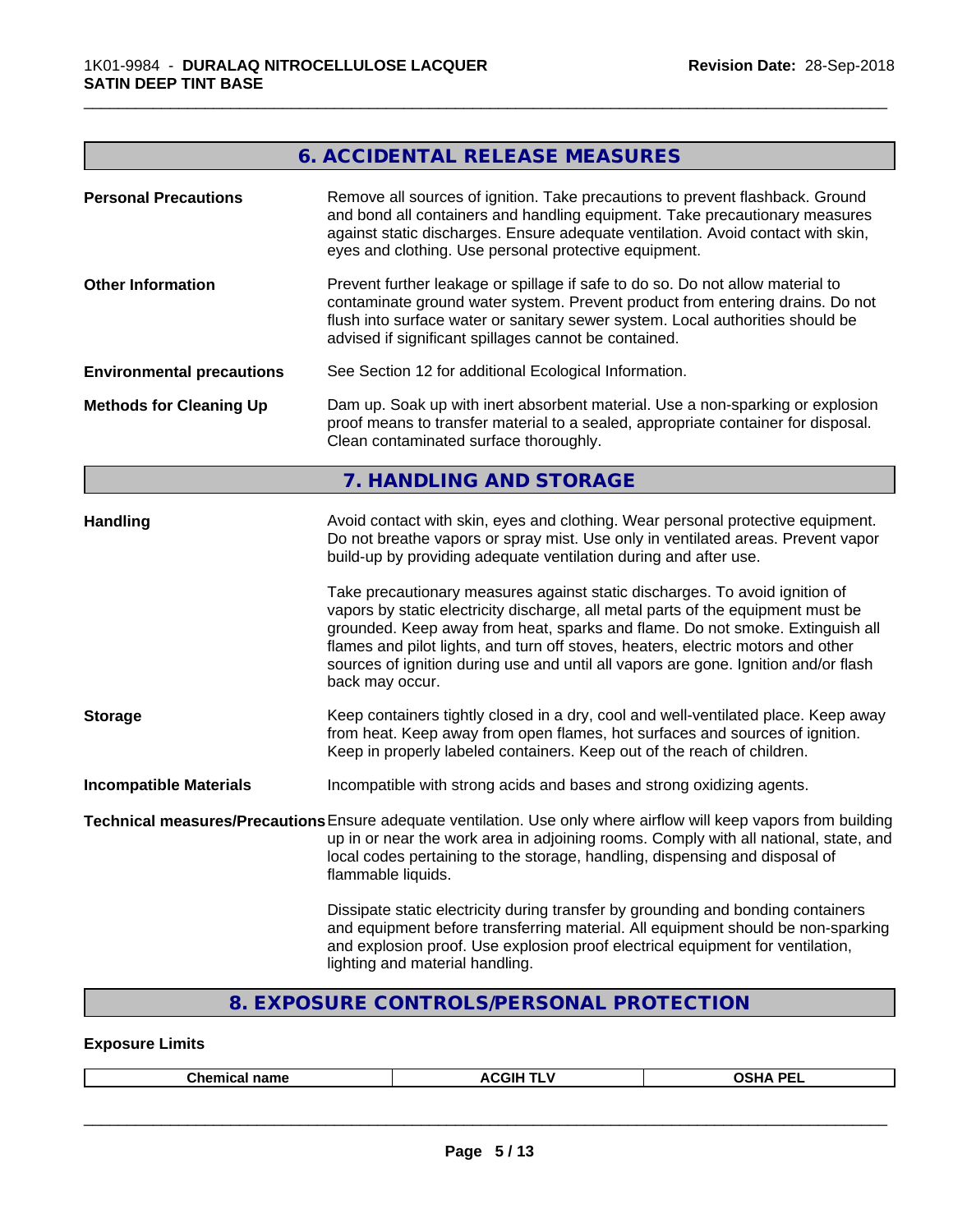## 6. ACCIDENTAL RELEASE MEASURES

**Personal Precautions** Remove all sources of ignition. Take precautions to prevent flashback. Ground and bond all containers and handling equipment. Take precautionary measures against static discharges. Ensure adequate ventilation. Avoid contact with skin, eyes and clothing. Use personal protective equipment.

**Other Information** Prevent further leakage or spillage if safe to do so. Do not allow material to contaminate ground water system. Prevent product from entering drains. Do not flush into surface water or sanitary sewer system. Local authorities should be advised if significant spillages cannot be contained.

**Environmental precautions** See Section 12 for additional Ecological Information.

**Methods for Cleaning Up** Dam up. Soak up with inert absorbent material. Use a non-sparking or explosion proof means to transfer material to a sealed, appropriate container for disposal. Clean contaminated surface thoroughly.

## 7. HANDLING AND STORAGE

**Handling** Avoid contact with skin, eyes and clothing. Wear personal protective equipment. Do not breathe vapors or spray mist. Use only in ventilated areas. Prevent vapor build-up by providing adequate ventilation during and after use.

Take precautionary measures against static discharges. To avoid ignition of vapors by static electricity discharge, all metal parts of the equipment must be grounded. Keep away from heat, sparks and flame. Do not smoke. Extinguish all flames and pilot lights, and turn off stoves, heaters, electric motors and other sources of ignition during use and until all vapors are gone. Ignition and/or flash back may occur.

**Storage** Keep containers tightly closed in a dry, cool and well-ventilated place. Keep away from heat. Keep away from open flames, hot surfaces and sources of ignition. Keep in properly labeled containers. Keep out of the reach of children.

**Incompatible Materials** Incompatible with strong acids and bases and strong oxidizing agents.

**Technical measures/Precautions** Ensure adequate ventilation. Use only where airflow will keep vapors from building up in or near the work area in adjoining rooms. Comply with all national, state, and local codes pertaining to the storage, handling, dispensing and disposal of flammable liquids.

Dissipate static electricity during transfer by grounding and bonding containers and equipment before transferring material. All equipment should be non-sparking and explosion proof. Use explosion proof electrical equipment for ventilation, lighting and material handling.

## 8. EXPOSURE CONTROLS/PERSONAL PROTECTION

**Exposure Limits**

| Chemical name | ACGIH TLV | OSHA PEL |
|---|---|---|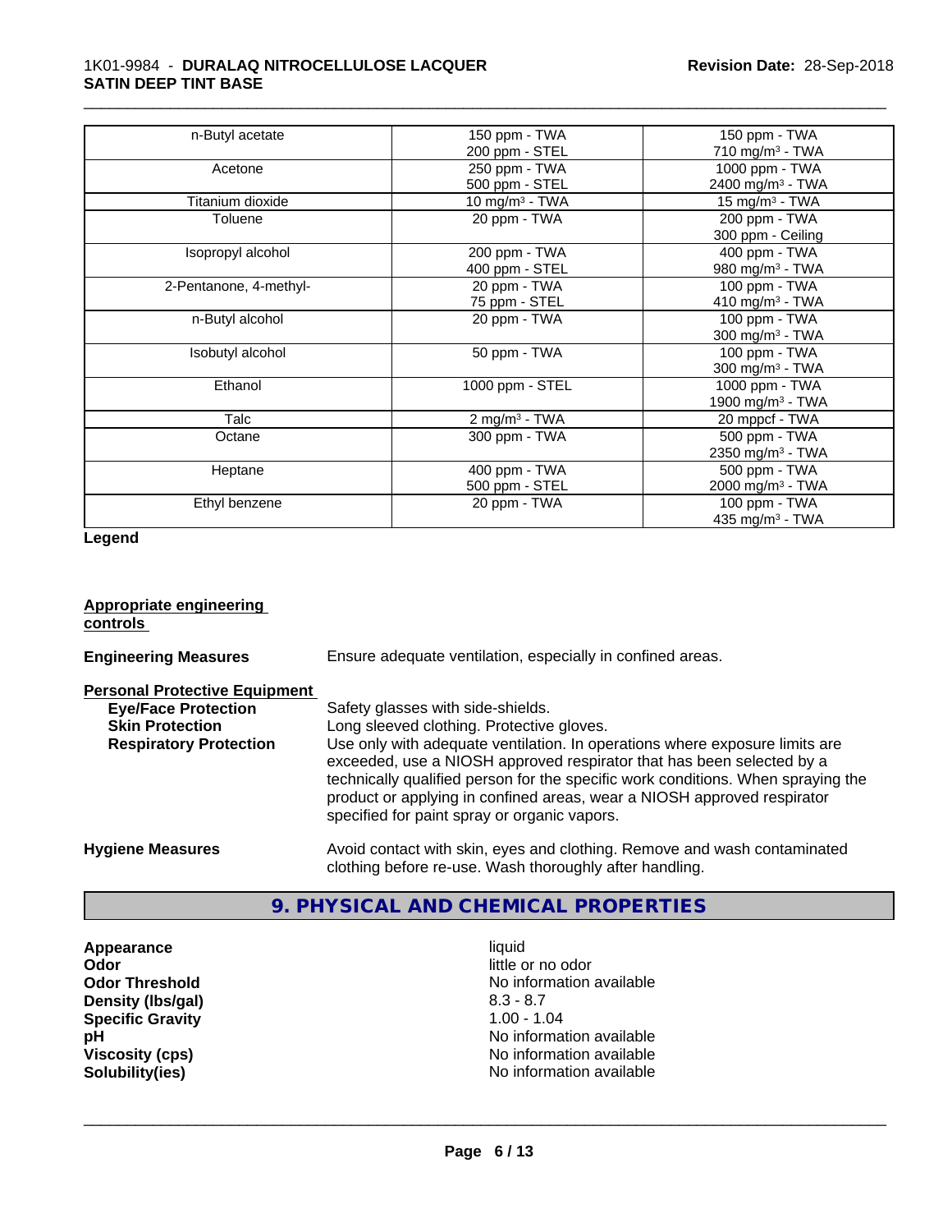| | | |
|---|---|---|
| n-Butyl acetate | 150 ppm - TWA<br>200 ppm - STEL | 150 ppm - TWA<br>710 mg/m³ - TWA |
| Acetone | 250 ppm - TWA<br>500 ppm - STEL | 1000 ppm - TWA<br>2400 mg/m³ - TWA |
| Titanium dioxide | 10 mg/m³ - TWA | 15 mg/m³ - TWA |
| Toluene | 20 ppm - TWA | 200 ppm - TWA<br>300 ppm - Ceiling |
| Isopropyl alcohol | 200 ppm - TWA<br>400 ppm - STEL | 400 ppm - TWA<br>980 mg/m³ - TWA |
| 2-Pentanone, 4-methyl- | 20 ppm - TWA<br>75 ppm - STEL | 100 ppm - TWA<br>410 mg/m³ - TWA |
| n-Butyl alcohol | 20 ppm - TWA | 100 ppm - TWA<br>300 mg/m³ - TWA |
| Isobutyl alcohol | 50 ppm - TWA | 100 ppm - TWA<br>300 mg/m³ - TWA |
| Ethanol | 1000 ppm - STEL | 1000 ppm - TWA<br>1900 mg/m³ - TWA |
| Talc | 2 mg/m³ - TWA | 20 mppcf - TWA |
| Octane | 300 ppm - TWA | 500 ppm - TWA<br>2350 mg/m³ - TWA |
| Heptane | 400 ppm - TWA<br>500 ppm - STEL | 500 ppm - TWA<br>2000 mg/m³ - TWA |
| Ethyl benzene | 20 ppm - TWA | 100 ppm - TWA<br>435 mg/m³ - TWA |

**Legend**

**Appropriate engineering controls**

**Engineering Measures** Ensure adequate ventilation, especially in confined areas.

**Personal Protective Equipment**

**Eye/Face Protection** Safety glasses with side-shields.

**Skin Protection** Long sleeved clothing. Protective gloves.

**Respiratory Protection** Use only with adequate ventilation. In operations where exposure limits are exceeded, use a NIOSH approved respirator that has been selected by a technically qualified person for the specific work conditions. When spraying the product or applying in confined areas, wear a NIOSH approved respirator specified for paint spray or organic vapors.

**Hygiene Measures** Avoid contact with skin, eyes and clothing. Remove and wash contaminated clothing before re-use. Wash thoroughly after handling.

## 9. PHYSICAL AND CHEMICAL PROPERTIES

**Appearance** liquid
**Odor** little or no odor
**Odor Threshold** No information available
**Density (lbs/gal)** 8.3 - 8.7
**Specific Gravity** 1.00 - 1.04
**pH** No information available
**Viscosity (cps)** No information available
**Solubility(ies)** No information available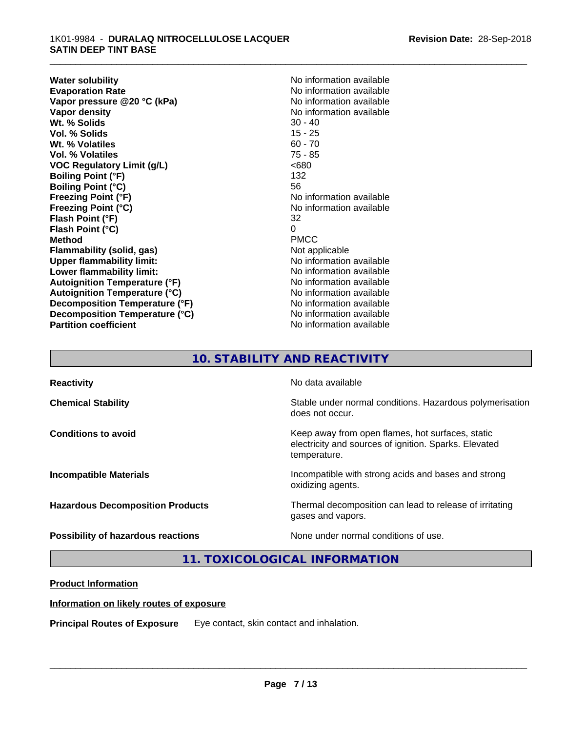| | |
|---|---|
| **Water solubility** | No information available |
| **Evaporation Rate** | No information available |
| **Vapor pressure @20 °C (kPa)** | No information available |
| **Vapor density** | No information available |
| **Wt. % Solids** | 30 - 40 |
| **Vol. % Solids** | 15 - 25 |
| **Wt. % Volatiles** | 60 - 70 |
| **Vol. % Volatiles** | 75 - 85 |
| **VOC Regulatory Limit (g/L)** | <680 |
| **Boiling Point (°F)** | 132 |
| **Boiling Point (°C)** | 56 |
| **Freezing Point (°F)** | No information available |
| **Freezing Point (°C)** | No information available |
| **Flash Point (°F)** | 32 |
| **Flash Point (°C)** | 0 |
| **Method** | PMCC |
| **Flammability (solid, gas)** | Not applicable |
| **Upper flammability limit:** | No information available |
| **Lower flammability limit:** | No information available |
| **Autoignition Temperature (°F)** | No information available |
| **Autoignition Temperature (°C)** | No information available |
| **Decomposition Temperature (°F)** | No information available |
| **Decomposition Temperature (°C)** | No information available |
| **Partition coefficient** | No information available |

## 10. STABILITY AND REACTIVITY

| | |
|---|---|
| **Reactivity** | No data available |
| **Chemical Stability** | Stable under normal conditions. Hazardous polymerisation does not occur. |
| **Conditions to avoid** | Keep away from open flames, hot surfaces, static electricity and sources of ignition. Sparks. Elevated temperature. |
| **Incompatible Materials** | Incompatible with strong acids and bases and strong oxidizing agents. |
| **Hazardous Decomposition Products** | Thermal decomposition can lead to release of irritating gases and vapors. |
| **Possibility of hazardous reactions** | None under normal conditions of use. |

## 11. TOXICOLOGICAL INFORMATION

**Product Information**

**Information on likely routes of exposure**

**Principal Routes of Exposure** Eye contact, skin contact and inhalation.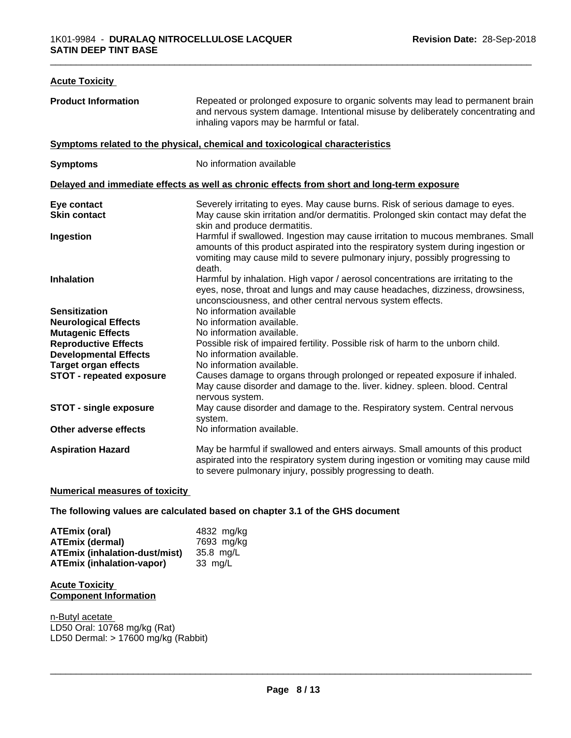**Acute Toxicity**

| | |
|---|---|
| **Product Information** | Repeated or prolonged exposure to organic solvents may lead to permanent brain and nervous system damage. Intentional misuse by deliberately concentrating and inhaling vapors may be harmful or fatal. |

**Symptoms related to the physical, chemical and toxicological characteristics**

| | |
|---|---|
| **Symptoms** | No information available |

**Delayed and immediate effects as well as chronic effects from short and long-term exposure**

| | |
|---|---|
| **Eye contact** | Severely irritating to eyes. May cause burns. Risk of serious damage to eyes. |
| **Skin contact** | May cause skin irritation and/or dermatitis. Prolonged skin contact may defat the skin and produce dermatitis. |
| **Ingestion** | Harmful if swallowed. Ingestion may cause irritation to mucous membranes. Small amounts of this product aspirated into the respiratory system during ingestion or vomiting may cause mild to severe pulmonary injury, possibly progressing to death. |
| **Inhalation** | Harmful by inhalation. High vapor / aerosol concentrations are irritating to the eyes, nose, throat and lungs and may cause headaches, dizziness, drowsiness, unconsciousness, and other central nervous system effects. |
| **Sensitization** | No information available |
| **Neurological Effects** | No information available. |
| **Mutagenic Effects** | No information available. |
| **Reproductive Effects** | Possible risk of impaired fertility. Possible risk of harm to the unborn child. |
| **Developmental Effects** | No information available. |
| **Target organ effects** | No information available. |
| **STOT - repeated exposure** | Causes damage to organs through prolonged or repeated exposure if inhaled. May cause disorder and damage to the. liver. kidney. spleen. blood. Central nervous system. |
| **STOT - single exposure** | May cause disorder and damage to the. Respiratory system. Central nervous system. |
| **Other adverse effects** | No information available. |
| **Aspiration Hazard** | May be harmful if swallowed and enters airways. Small amounts of this product aspirated into the respiratory system during ingestion or vomiting may cause mild to severe pulmonary injury, possibly progressing to death. |

**Numerical measures of toxicity**

**The following values are calculated based on chapter 3.1 of the GHS document**

| | |
|---|---|
| **ATEmix (oral)** | 4832 mg/kg |
| **ATEmix (dermal)** | 7693 mg/kg |
| **ATEmix (inhalation-dust/mist)** | 35.8 mg/L |
| **ATEmix (inhalation-vapor)** | 33 mg/L |

**Acute Toxicity**
**Component Information**

n-Butyl acetate
LD50 Oral: 10768 mg/kg (Rat)
LD50 Dermal: > 17600 mg/kg (Rabbit)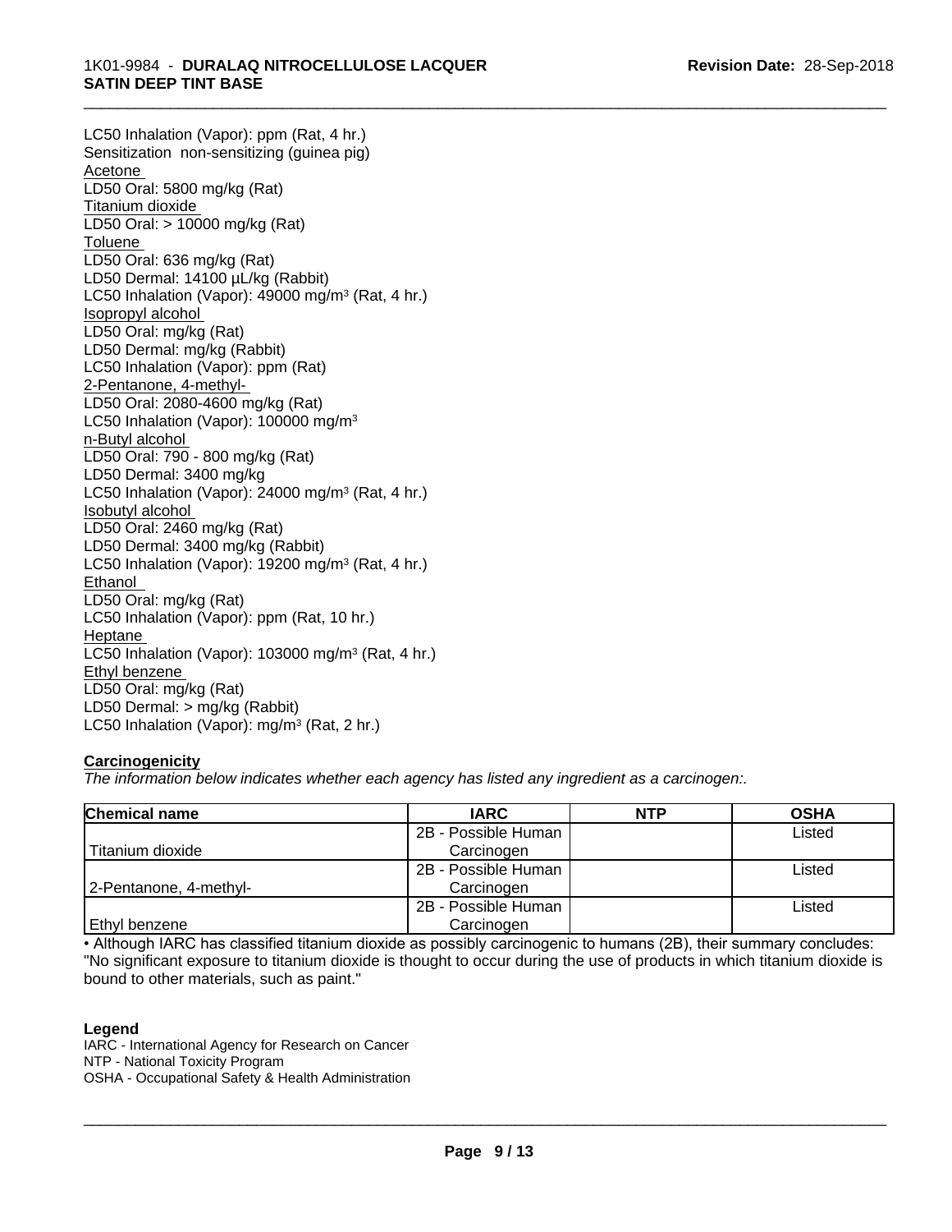LC50 Inhalation (Vapor): ppm (Rat, 4 hr.)
Sensitization non-sensitizing (guinea pig)

Acetone
LD50 Oral: 5800 mg/kg (Rat)

Titanium dioxide
LD50 Oral: > 10000 mg/kg (Rat)

Toluene
LD50 Oral: 636 mg/kg (Rat)
LD50 Dermal: 14100 µL/kg (Rabbit)
LC50 Inhalation (Vapor): 49000 mg/m$^3$ (Rat, 4 hr.)

Isopropyl alcohol
LD50 Oral: mg/kg (Rat)
LD50 Dermal: mg/kg (Rabbit)
LC50 Inhalation (Vapor): ppm (Rat)

2-Pentanone, 4-methyl-
LD50 Oral: 2080-4600 mg/kg (Rat)
LC50 Inhalation (Vapor): 100000 mg/m$^3$

n-Butyl alcohol
LD50 Oral: 790 - 800 mg/kg (Rat)
LD50 Dermal: 3400 mg/kg
LC50 Inhalation (Vapor): 24000 mg/m$^3$ (Rat, 4 hr.)

Isobutyl alcohol
LD50 Oral: 2460 mg/kg (Rat)
LD50 Dermal: 3400 mg/kg (Rabbit)
LC50 Inhalation (Vapor): 19200 mg/m$^3$ (Rat, 4 hr.)

Ethanol
LD50 Oral: mg/kg (Rat)
LC50 Inhalation (Vapor): ppm (Rat, 10 hr.)

Heptane
LC50 Inhalation (Vapor): 103000 mg/m$^3$ (Rat, 4 hr.)

Ethyl benzene
LD50 Oral: mg/kg (Rat)
LD50 Dermal: > mg/kg (Rabbit)
LC50 Inhalation (Vapor): mg/m$^3$ (Rat, 2 hr.)

**Carcinogenicity**

*The information below indicates whether each agency has listed any ingredient as a carcinogen:.*

| Chemical name | IARC | NTP | OSHA |
|---|---|---|---|
| Titanium dioxide | 2B - Possible Human Carcinogen | | Listed |
| 2-Pentanone, 4-methyl- | 2B - Possible Human Carcinogen | | Listed |
| Ethyl benzene | 2B - Possible Human Carcinogen | | Listed |

• Although IARC has classified titanium dioxide as possibly carcinogenic to humans (2B), their summary concludes: "No significant exposure to titanium dioxide is thought to occur during the use of products in which titanium dioxide is bound to other materials, such as paint."

**Legend**

IARC - International Agency for Research on Cancer
NTP - National Toxicity Program
OSHA - Occupational Safety & Health Administration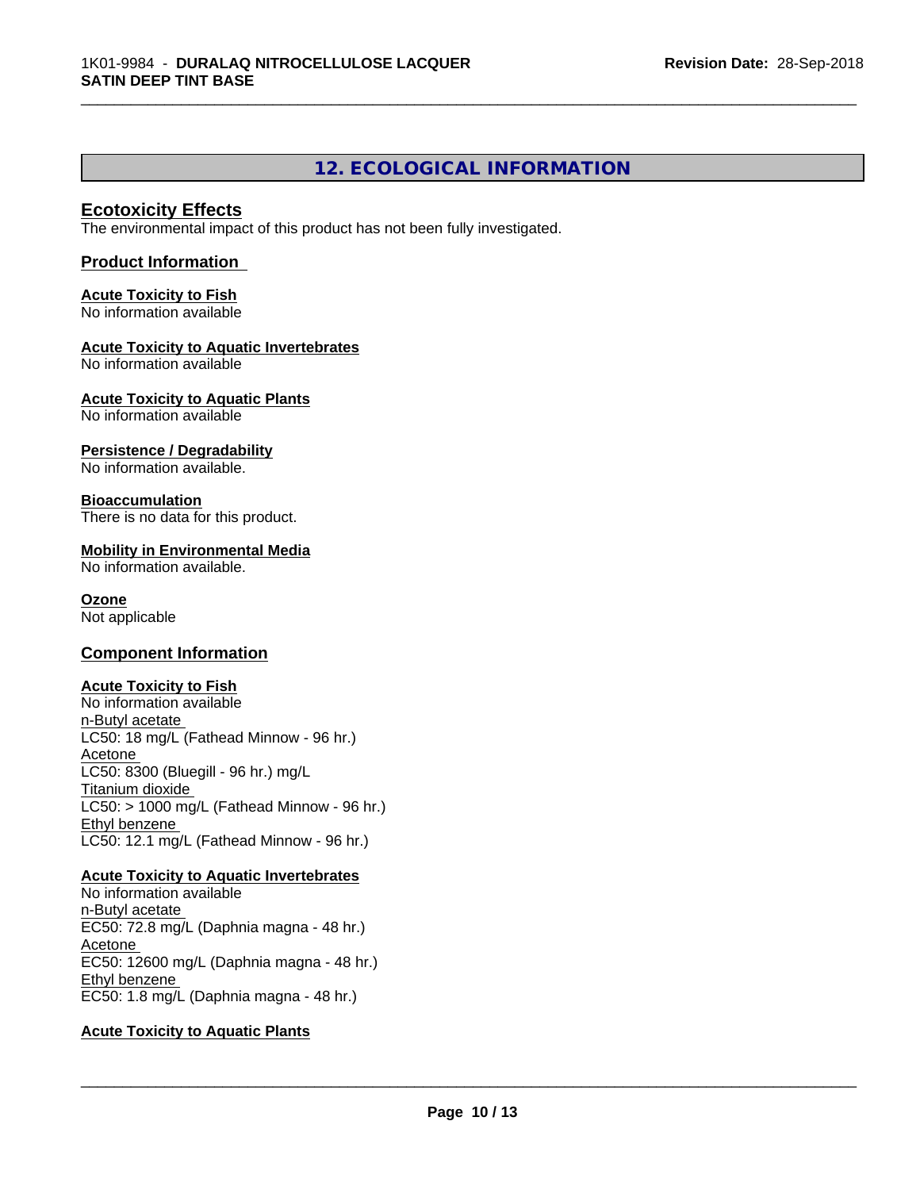## 12. ECOLOGICAL INFORMATION

### Ecotoxicity Effects

The environmental impact of this product has not been fully investigated.

### Product Information

**Acute Toxicity to Fish**
No information available

**Acute Toxicity to Aquatic Invertebrates**
No information available

**Acute Toxicity to Aquatic Plants**
No information available

**Persistence / Degradability**
No information available.

**Bioaccumulation**
There is no data for this product.

**Mobility in Environmental Media**
No information available.

**Ozone**
Not applicable

### Component Information

**Acute Toxicity to Fish**
No information available
n-Butyl acetate
LC50: 18 mg/L (Fathead Minnow - 96 hr.)
Acetone
LC50: 8300 (Bluegill - 96 hr.) mg/L
Titanium dioxide
LC50: > 1000 mg/L (Fathead Minnow - 96 hr.)
Ethyl benzene
LC50: 12.1 mg/L (Fathead Minnow - 96 hr.)

**Acute Toxicity to Aquatic Invertebrates**
No information available
n-Butyl acetate
EC50: 72.8 mg/L (Daphnia magna - 48 hr.)
Acetone
EC50: 12600 mg/L (Daphnia magna - 48 hr.)
Ethyl benzene
EC50: 1.8 mg/L (Daphnia magna - 48 hr.)

**Acute Toxicity to Aquatic Plants**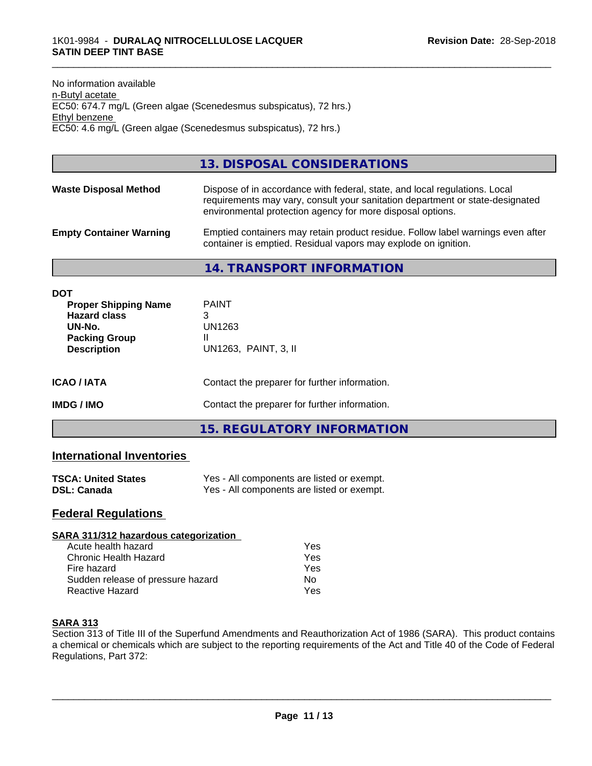No information available
n-Butyl acetate
EC50: 674.7 mg/L (Green algae (Scenedesmus subspicatus), 72 hrs.)
Ethyl benzene
EC50: 4.6 mg/L (Green algae (Scenedesmus subspicatus), 72 hrs.)

## 13. DISPOSAL CONSIDERATIONS

| | |
|---|---|
| **Waste Disposal Method** | Dispose of in accordance with federal, state, and local regulations. Local requirements may vary, consult your sanitation department or state-designated environmental protection agency for more disposal options. |
| **Empty Container Warning** | Emptied containers may retain product residue. Follow label warnings even after container is emptied. Residual vapors may explode on ignition. |

## 14. TRANSPORT INFORMATION

**DOT**

| | |
|---|---|
| **Proper Shipping Name** | PAINT |
| **Hazard class** | 3 |
| **UN-No.** | UN1263 |
| **Packing Group** | II |
| **Description** | UN1263, PAINT, 3, II |

| | |
|---|---|
| **ICAO / IATA** | Contact the preparer for further information. |
| **IMDG / IMO** | Contact the preparer for further information. |

## 15. REGULATORY INFORMATION

### International Inventories

| | |
|---|---|
| **TSCA: United States** | Yes - All components are listed or exempt. |
| **DSL: Canada** | Yes - All components are listed or exempt. |

### Federal Regulations

**SARA 311/312 hazardous categorization**

| | |
|---|---|
| Acute health hazard | Yes |
| Chronic Health Hazard | Yes |
| Fire hazard | Yes |
| Sudden release of pressure hazard | No |
| Reactive Hazard | Yes |

**SARA 313**

Section 313 of Title III of the Superfund Amendments and Reauthorization Act of 1986 (SARA). This product contains a chemical or chemicals which are subject to the reporting requirements of the Act and Title 40 of the Code of Federal Regulations, Part 372: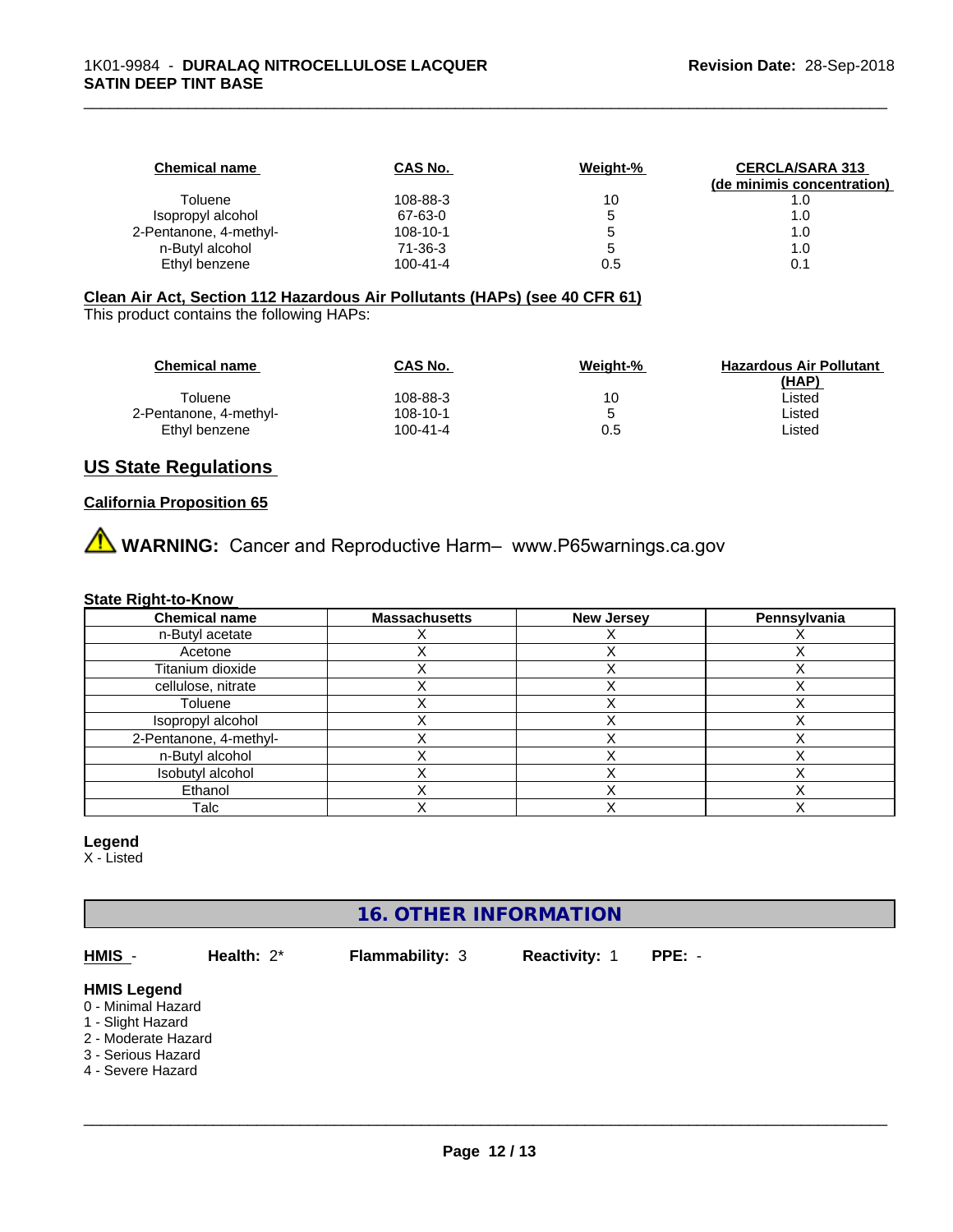| Chemical name | CAS No. | Weight-% | CERCLA/SARA 313 (de minimis concentration) |
|---|---|---|---|
| Toluene | 108-88-3 | 10 | 1.0 |
| Isopropyl alcohol | 67-63-0 | 5 | 1.0 |
| 2-Pentanone, 4-methyl- | 108-10-1 | 5 | 1.0 |
| n-Butyl alcohol | 71-36-3 | 5 | 1.0 |
| Ethyl benzene | 100-41-4 | 0.5 | 0.1 |

**Clean Air Act, Section 112 Hazardous Air Pollutants (HAPs) (see 40 CFR 61)**

This product contains the following HAPs:

| Chemical name | CAS No. | Weight-% | Hazardous Air Pollutant (HAP) |
|---|---|---|---|
| Toluene | 108-88-3 | 10 | Listed |
| 2-Pentanone, 4-methyl- | 108-10-1 | 5 | Listed |
| Ethyl benzene | 100-41-4 | 0.5 | Listed |

## US State Regulations

### California Proposition 65

⚠ **WARNING:** Cancer and Reproductive Harm– www.P65warnings.ca.gov

### State Right-to-Know

| Chemical name | Massachusetts | New Jersey | Pennsylvania |
|---|---|---|---|
| n-Butyl acetate | X | X | X |
| Acetone | X | X | X |
| Titanium dioxide | X | X | X |
| cellulose, nitrate | X | X | X |
| Toluene | X | X | X |
| Isopropyl alcohol | X | X | X |
| 2-Pentanone, 4-methyl- | X | X | X |
| n-Butyl alcohol | X | X | X |
| Isobutyl alcohol | X | X | X |
| Ethanol | X | X | X |
| Talc | X | X | X |

**Legend**

X - Listed

## 16. OTHER INFORMATION

**HMIS** - **Health:** 2* **Flammability:** 3 **Reactivity:** 1 **PPE:** -

**HMIS Legend**

0 - Minimal Hazard
1 - Slight Hazard
2 - Moderate Hazard
3 - Serious Hazard
4 - Severe Hazard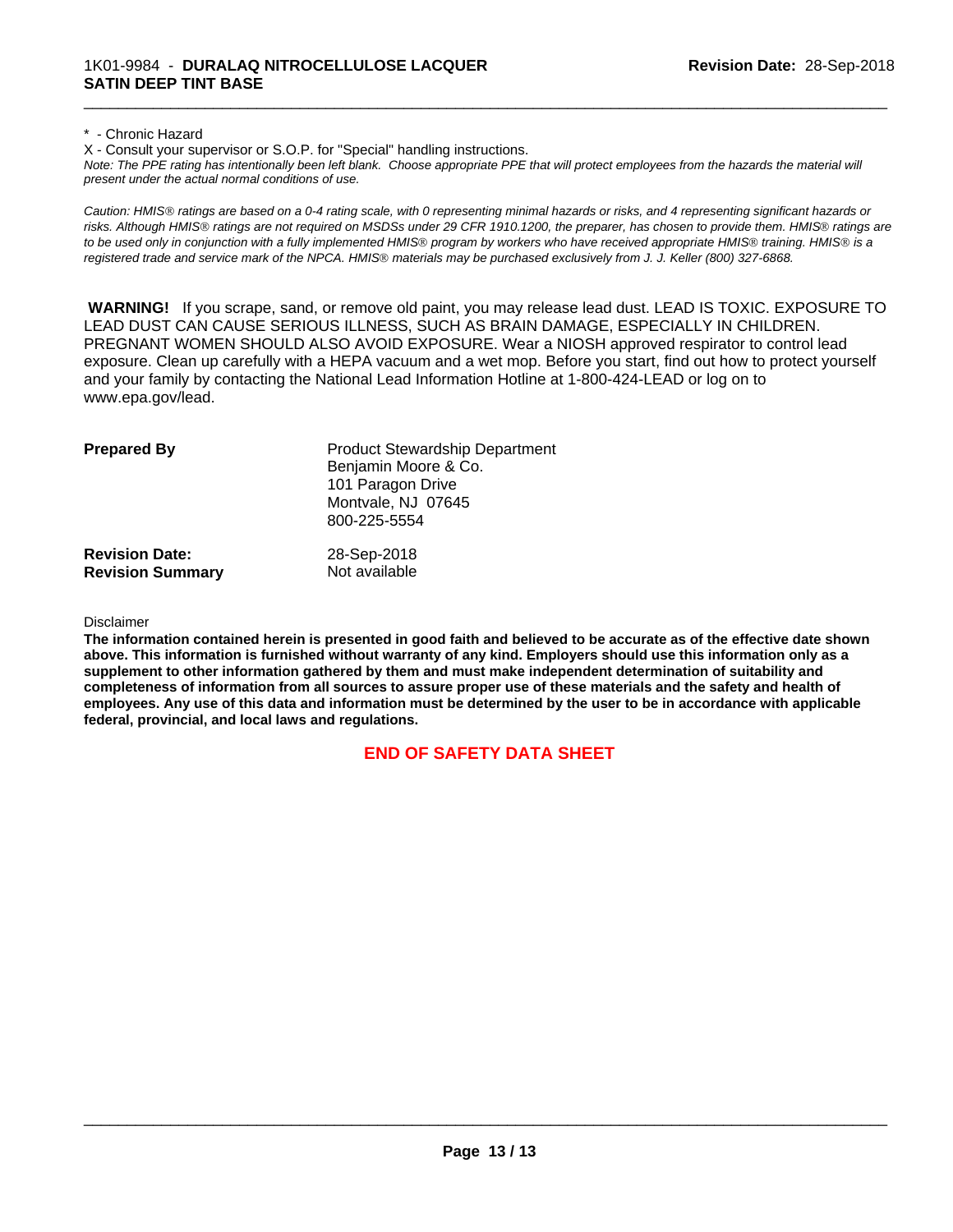\* - Chronic Hazard

X - Consult your supervisor or S.O.P. for "Special" handling instructions.

*Note: The PPE rating has intentionally been left blank. Choose appropriate PPE that will protect employees from the hazards the material will present under the actual normal conditions of use.*

*Caution: HMIS® ratings are based on a 0-4 rating scale, with 0 representing minimal hazards or risks, and 4 representing significant hazards or risks. Although HMIS® ratings are not required on MSDSs under 29 CFR 1910.1200, the preparer, has chosen to provide them. HMIS® ratings are to be used only in conjunction with a fully implemented HMIS® program by workers who have received appropriate HMIS® training. HMIS® is a registered trade and service mark of the NPCA. HMIS® materials may be purchased exclusively from J. J. Keller (800) 327-6868.*

**WARNING!** If you scrape, sand, or remove old paint, you may release lead dust. LEAD IS TOXIC. EXPOSURE TO LEAD DUST CAN CAUSE SERIOUS ILLNESS, SUCH AS BRAIN DAMAGE, ESPECIALLY IN CHILDREN. PREGNANT WOMEN SHOULD ALSO AVOID EXPOSURE. Wear a NIOSH approved respirator to control lead exposure. Clean up carefully with a HEPA vacuum and a wet mop. Before you start, find out how to protect yourself and your family by contacting the National Lead Information Hotline at 1-800-424-LEAD or log on to www.epa.gov/lead.

| | |
|---|---|
| **Prepared By** | Product Stewardship Department<br>Benjamin Moore & Co.<br>101 Paragon Drive<br>Montvale, NJ 07645<br>800-225-5554 |
| **Revision Date:** | 28-Sep-2018 |
| **Revision Summary** | Not available |

Disclaimer

**The information contained herein is presented in good faith and believed to be accurate as of the effective date shown above. This information is furnished without warranty of any kind. Employers should use this information only as a supplement to other information gathered by them and must make independent determination of suitability and completeness of information from all sources to assure proper use of these materials and the safety and health of employees. Any use of this data and information must be determined by the user to be in accordance with applicable federal, provincial, and local laws and regulations.**

**END OF SAFETY DATA SHEET**